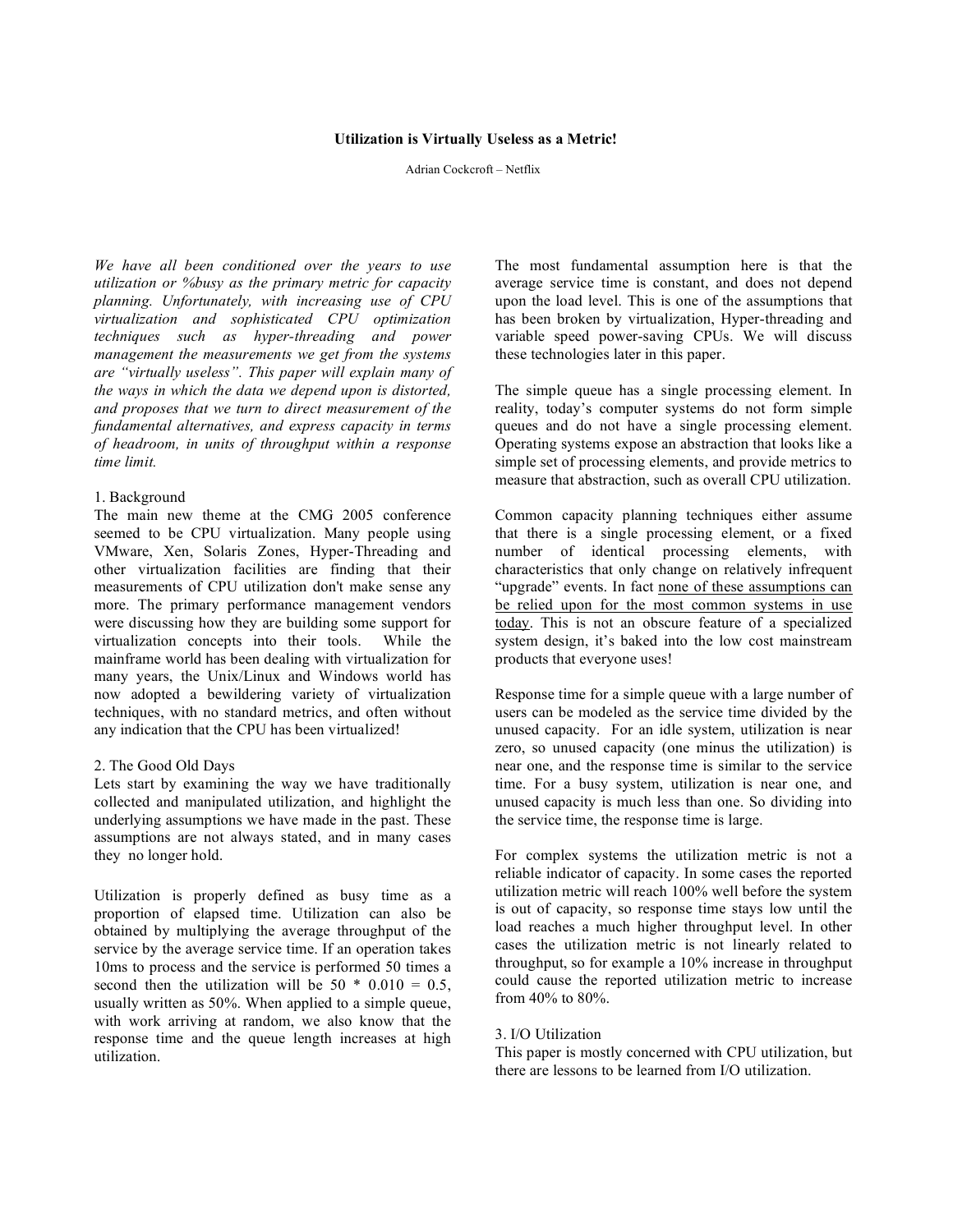# Utilization is Virtually Useless as a Metric!

Adrian Cockcroft – Netflix

*We have all been conditioned over the years to use utilization or %busy as the primary metric for capacity planning. Unfortunately, with increasing use of CPU virtualization and sophisticated CPU optimization techniques such as hyper-threading and power management the measurements we get from the systems are "virtually useless". This paper will explain many of the ways in which the data we depend upon is distorted, and proposes that we turn to direct measurement of the fundamental alternatives, and express capacity in terms of headroom, in units of throughput within a response time limit.*

## 1. Background

The main new theme at the CMG 2005 conference seemed to be CPU virtualization. Many people using VMware, Xen, Solaris Zones, Hyper-Threading and other virtualization facilities are finding that their measurements of CPU utilization don't make sense any more. The primary performance management vendors were discussing how they are building some support for virtualization concepts into their tools. While the mainframe world has been dealing with virtualization for many years, the Unix/Linux and Windows world has now adopted a bewildering variety of virtualization techniques, with no standard metrics, and often without any indication that the CPU has been virtualized!

## 2. The Good Old Days

Lets start by examining the way we have traditionally collected and manipulated utilization, and highlight the underlying assumptions we have made in the past. These assumptions are not always stated, and in many cases they no longer hold.

Utilization is properly defined as busy time as a proportion of elapsed time. Utilization can also be obtained by multiplying the average throughput of the service by the average service time. If an operation takes 10ms to process and the service is performed 50 times a second then the utilization will be 50 * 0.010 = 0.5, usually written as 50%. When applied to a simple queue, with work arriving at random, we also know that the response time and the queue length increases at high utilization.

The most fundamental assumption here is that the average service time is constant, and does not depend upon the load level. This is one of the assumptions that has been broken by virtualization, Hyper-threading and variable speed power-saving CPUs. We will discuss these technologies later in this paper.

The simple queue has a single processing element. In reality, today's computer systems do not form simple queues and do not have a single processing element. Operating systems expose an abstraction that looks like a simple set of processing elements, and provide metrics to measure that abstraction, such as overall CPU utilization.

Common capacity planning techniques either assume that there is a single processing element, or a fixed number of identical processing elements, with characteristics that only change on relatively infrequent "upgrade" events. In fact <u>none of these assumptions can be relied upon for the most common systems in use today</u>. This is not an obscure feature of a specialized system design, it's baked into the low cost mainstream products that everyone uses!

Response time for a simple queue with a large number of users can be modeled as the service time divided by the unused capacity. For an idle system, utilization is near zero, so unused capacity (one minus the utilization) is near one, and the response time is similar to the service time. For a busy system, utilization is near one, and unused capacity is much less than one. So dividing into the service time, the response time is large.

For complex systems the utilization metric is not a reliable indicator of capacity. In some cases the reported utilization metric will reach 100% well before the system is out of capacity, so response time stays low until the load reaches a much higher throughput level. In other cases the utilization metric is not linearly related to throughput, so for example a 10% increase in throughput could cause the reported utilization metric to increase from 40% to 80%.

## 3. I/O Utilization

This paper is mostly concerned with CPU utilization, but there are lessons to be learned from I/O utilization.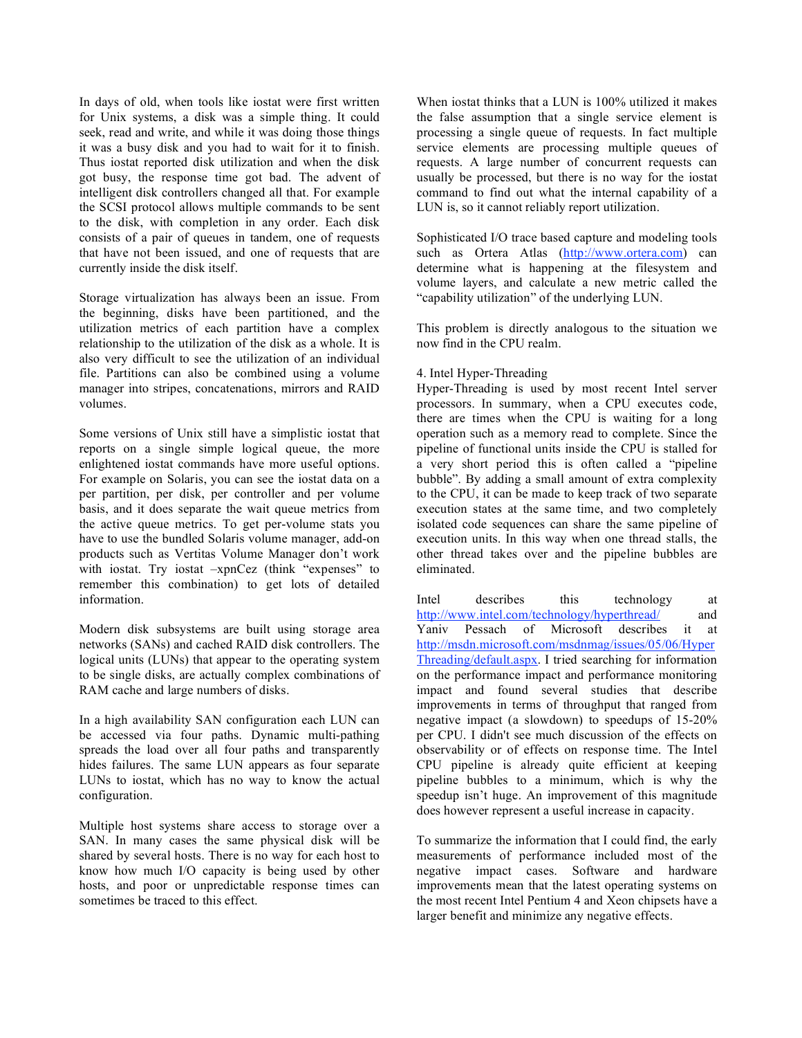In days of old, when tools like iostat were first written for Unix systems, a disk was a simple thing. It could seek, read and write, and while it was doing those things it was a busy disk and you had to wait for it to finish. Thus iostat reported disk utilization and when the disk got busy, the response time got bad. The advent of intelligent disk controllers changed all that. For example the SCSI protocol allows multiple commands to be sent to the disk, with completion in any order. Each disk consists of a pair of queues in tandem, one of requests that have not been issued, and one of requests that are currently inside the disk itself.

Storage virtualization has always been an issue. From the beginning, disks have been partitioned, and the utilization metrics of each partition have a complex relationship to the utilization of the disk as a whole. It is also very difficult to see the utilization of an individual file. Partitions can also be combined using a volume manager into stripes, concatenations, mirrors and RAID volumes.

Some versions of Unix still have a simplistic iostat that reports on a single simple logical queue, but the more enlightened iostat commands have more useful options. For example on Solaris, you can see the iostat data on a per partition, per disk, per controller and per volume basis, and it does separate the wait queue metrics from the active queue metrics. To get per-volume stats you have to use the bundled Solaris volume manager, add-on products such as Vertitas Volume Manager don't work with iostat. Try iostat –xpnCez (think "expenses" to remember this combination) to get lots of detailed information.

Modern disk subsystems are built using storage area networks (SANs) and cached RAID disk controllers. The logical units (LUNs) that appear to the operating system to be single disks, are actually complex combinations of RAM cache and large numbers of disks.

In a high availability SAN configuration each LUN can be accessed via four paths. Dynamic multi-pathing spreads the load over all four paths and transparently hides failures. The same LUN appears as four separate LUNs to iostat, which has no way to know the actual configuration.

Multiple host systems share access to storage over a SAN. In many cases the same physical disk will be shared by several hosts. There is no way for each host to know how much I/O capacity is being used by other hosts, and poor or unpredictable response times can sometimes be traced to this effect.

When iostat thinks that a LUN is 100% utilized it makes the false assumption that a single service element is processing a single queue of requests. In fact multiple service elements are processing multiple queues of requests. A large number of concurrent requests can usually be processed, but there is no way for the iostat command to find out what the internal capability of a LUN is, so it cannot reliably report utilization.

Sophisticated I/O trace based capture and modeling tools such as Ortera Atlas (http://www.ortera.com) can determine what is happening at the filesystem and volume layers, and calculate a new metric called the "capability utilization" of the underlying LUN.

This problem is directly analogous to the situation we now find in the CPU realm.

## 4. Intel Hyper-Threading

Hyper-Threading is used by most recent Intel server processors. In summary, when a CPU executes code, there are times when the CPU is waiting for a long operation such as a memory read to complete. Since the pipeline of functional units inside the CPU is stalled for a very short period this is often called a "pipeline bubble". By adding a small amount of extra complexity to the CPU, it can be made to keep track of two separate execution states at the same time, and two completely isolated code sequences can share the same pipeline of execution units. In this way when one thread stalls, the other thread takes over and the pipeline bubbles are eliminated.

Intel describes this technology at http://www.intel.com/technology/hyperthread/ and Yaniv Pessach of Microsoft describes it at http://msdn.microsoft.com/msdnmag/issues/05/06/HyperThreading/default.aspx. I tried searching for information on the performance impact and performance monitoring impact and found several studies that describe improvements in terms of throughput that ranged from negative impact (a slowdown) to speedups of 15-20% per CPU. I didn't see much discussion of the effects on observability or of effects on response time. The Intel CPU pipeline is already quite efficient at keeping pipeline bubbles to a minimum, which is why the speedup isn't huge. An improvement of this magnitude does however represent a useful increase in capacity.

To summarize the information that I could find, the early measurements of performance included most of the negative impact cases. Software and hardware improvements mean that the latest operating systems on the most recent Intel Pentium 4 and Xeon chipsets have a larger benefit and minimize any negative effects.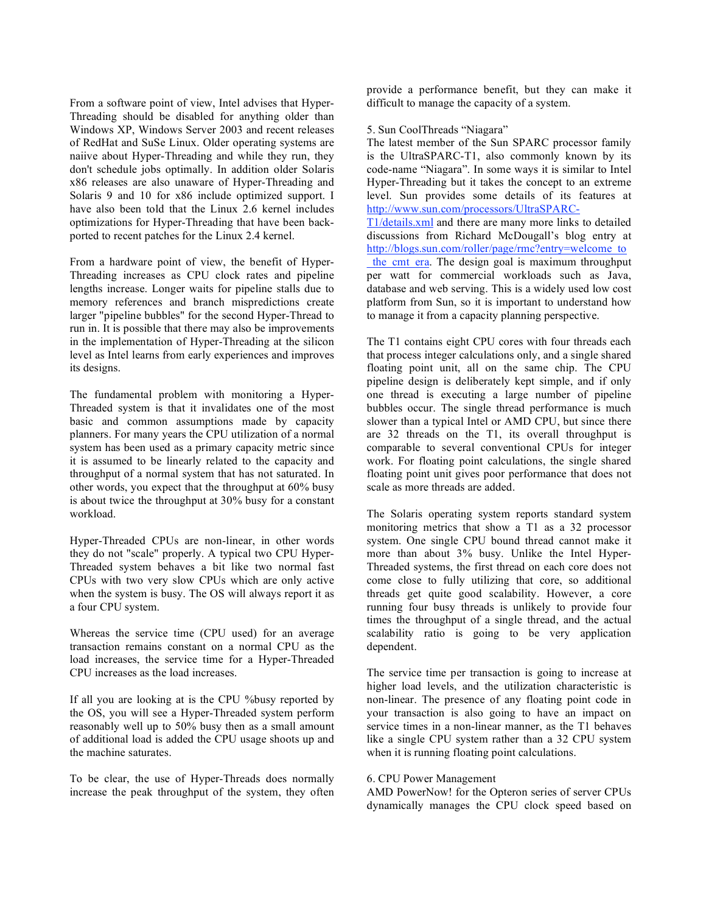From a software point of view, Intel advises that Hyper-Threading should be disabled for anything older than Windows XP, Windows Server 2003 and recent releases of RedHat and SuSe Linux. Older operating systems are naiive about Hyper-Threading and while they run, they don't schedule jobs optimally. In addition older Solaris x86 releases are also unaware of Hyper-Threading and Solaris 9 and 10 for x86 include optimized support. I have also been told that the Linux 2.6 kernel includes optimizations for Hyper-Threading that have been back-ported to recent patches for the Linux 2.4 kernel.

From a hardware point of view, the benefit of Hyper-Threading increases as CPU clock rates and pipeline lengths increase. Longer waits for pipeline stalls due to memory references and branch mispredictions create larger "pipeline bubbles" for the second Hyper-Thread to run in. It is possible that there may also be improvements in the implementation of Hyper-Threading at the silicon level as Intel learns from early experiences and improves its designs.

The fundamental problem with monitoring a Hyper-Threaded system is that it invalidates one of the most basic and common assumptions made by capacity planners. For many years the CPU utilization of a normal system has been used as a primary capacity metric since it is assumed to be linearly related to the capacity and throughput of a normal system that has not saturated. In other words, you expect that the throughput at 60% busy is about twice the throughput at 30% busy for a constant workload.

Hyper-Threaded CPUs are non-linear, in other words they do not "scale" properly. A typical two CPU Hyper-Threaded system behaves a bit like two normal fast CPUs with two very slow CPUs which are only active when the system is busy. The OS will always report it as a four CPU system.

Whereas the service time (CPU used) for an average transaction remains constant on a normal CPU as the load increases, the service time for a Hyper-Threaded CPU increases as the load increases.

If all you are looking at is the CPU %busy reported by the OS, you will see a Hyper-Threaded system perform reasonably well up to 50% busy then as a small amount of additional load is added the CPU usage shoots up and the machine saturates.

To be clear, the use of Hyper-Threads does normally increase the peak throughput of the system, they often provide a performance benefit, but they can make it difficult to manage the capacity of a system.

## 5. Sun CoolThreads "Niagara"

The latest member of the Sun SPARC processor family is the UltraSPARC-T1, also commonly known by its code-name "Niagara". In some ways it is similar to Intel Hyper-Threading but it takes the concept to an extreme level. Sun provides some details of its features at http://www.sun.com/processors/UltraSPARC-T1/details.xml and there are many more links to detailed discussions from Richard McDougall's blog entry at http://blogs.sun.com/roller/page/rmc?entry=welcome_to_the_cmt_era. The design goal is maximum throughput per watt for commercial workloads such as Java, database and web serving. This is a widely used low cost platform from Sun, so it is important to understand how to manage it from a capacity planning perspective.

The T1 contains eight CPU cores with four threads each that process integer calculations only, and a single shared floating point unit, all on the same chip. The CPU pipeline design is deliberately kept simple, and if only one thread is executing a large number of pipeline bubbles occur. The single thread performance is much slower than a typical Intel or AMD CPU, but since there are 32 threads on the T1, its overall throughput is comparable to several conventional CPUs for integer work. For floating point calculations, the single shared floating point unit gives poor performance that does not scale as more threads are added.

The Solaris operating system reports standard system monitoring metrics that show a T1 as a 32 processor system. One single CPU bound thread cannot make it more than about 3% busy. Unlike the Intel Hyper-Threaded systems, the first thread on each core does not come close to fully utilizing that core, so additional threads get quite good scalability. However, a core running four busy threads is unlikely to provide four times the throughput of a single thread, and the actual scalability ratio is going to be very application dependent.

The service time per transaction is going to increase at higher load levels, and the utilization characteristic is non-linear. The presence of any floating point code in your transaction is also going to have an impact on service times in a non-linear manner, as the T1 behaves like a single CPU system rather than a 32 CPU system when it is running floating point calculations.

## 6. CPU Power Management

AMD PowerNow! for the Opteron series of server CPUs dynamically manages the CPU clock speed based on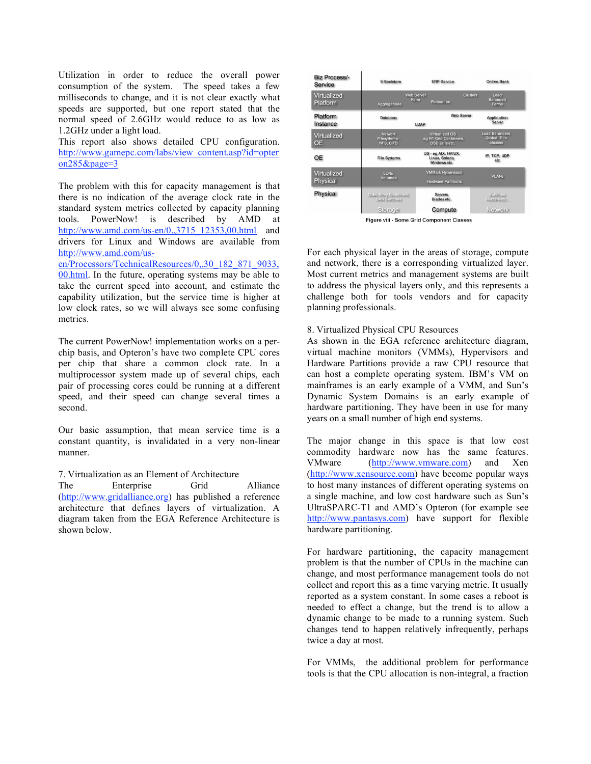Utilization in order to reduce the overall power consumption of the system. The speed takes a few milliseconds to change, and it is not clear exactly what speeds are supported, but one report stated that the normal speed of 2.6GHz would reduce to as low as 1.2GHz under a light load.
This report also shows detailed CPU configuration. http://www.gamepc.com/labs/view_content.asp?id=opteron285&page=3

The problem with this for capacity management is that there is no indication of the average clock rate in the standard system metrics collected by capacity planning tools. PowerNow! is described by AMD at http://www.amd.com/us-en/0,,3715_12353,00.html and drivers for Linux and Windows are available from http://www.amd.com/us-en/Processors/TechnicalResources/0,,30_182_871_9033,00.html. In the future, operating systems may be able to take the current speed into account, and estimate the capability utilization, but the service time is higher at low clock rates, so we will always see some confusing metrics.

The current PowerNow! implementation works on a per-chip basis, and Opteron's have two complete CPU cores per chip that share a common clock rate. In a multiprocessor system made up of several chips, each pair of processing cores could be running at a different speed, and their speed can change several times a second.

Our basic assumption, that mean service time is a constant quantity, is invalidated in a very non-linear manner.

## 7. Virtualization as an Element of Architecture

The Enterprise Grid Alliance (http://www.gridalliance.org) has published a reference architecture that defines layers of virtualization. A diagram taken from the EGA Reference Architecture is shown below.

| Layer | Storage | Compute | Network |
|---|---|---|---|
| Biz Process/-Service | E-Bookstore | ERP Service | Online Bank |
| Virtualized Platform | Aggregations | Web Server Farm, Federation | Clusters, Load Balanced Farms |
| Platform Instance | Database | LDAP, Web Server | Application Server |
| Virtualized OE | Network Filesystems - NFS, CIFS | Virtualized OS eg N1 Grid Containers, BSD Jails etc. | Load Balancers, Global IP in clusters |
| OE | File Systems | OS - eg AIX, HP/UX, Linux, Solaris, Windows etc. | IP, TCP, UDP etc |
| Virtualized Physical | LUNs, Volumes | VMMs & Hypervisors, Hardware Partitions | VLANs |
| Physical | Disks, Array Controllers, SAN Switches | Servers, Blades etc. | Switches, Routers etc. |

Figure viii - Some Grid Component Classes

For each physical layer in the areas of storage, compute and network, there is a corresponding virtualized layer. Most current metrics and management systems are built to address the physical layers only, and this represents a challenge both for tools vendors and for capacity planning professionals.

## 8. Virtualized Physical CPU Resources

As shown in the EGA reference architecture diagram, virtual machine monitors (VMMs), Hypervisors and Hardware Partitions provide a raw CPU resource that can host a complete operating system. IBM's VM on mainframes is an early example of a VMM, and Sun's Dynamic System Domains is an early example of hardware partitioning. They have been in use for many years on a small number of high end systems.

The major change in this space is that low cost commodity hardware now has the same features. VMware (http://www.vmware.com) and Xen (http://www.xensource.com) have become popular ways to host many instances of different operating systems on a single machine, and low cost hardware such as Sun's UltraSPARC-T1 and AMD's Opteron (for example see http://www.pantasys.com) have support for flexible hardware partitioning.

For hardware partitioning, the capacity management problem is that the number of CPUs in the machine can change, and most performance management tools do not collect and report this as a time varying metric. It usually reported as a system constant. In some cases a reboot is needed to effect a change, but the trend is to allow a dynamic change to be made to a running system. Such changes tend to happen relatively infrequently, perhaps twice a day at most.

For VMMs, the additional problem for performance tools is that the CPU allocation is non-integral, a fraction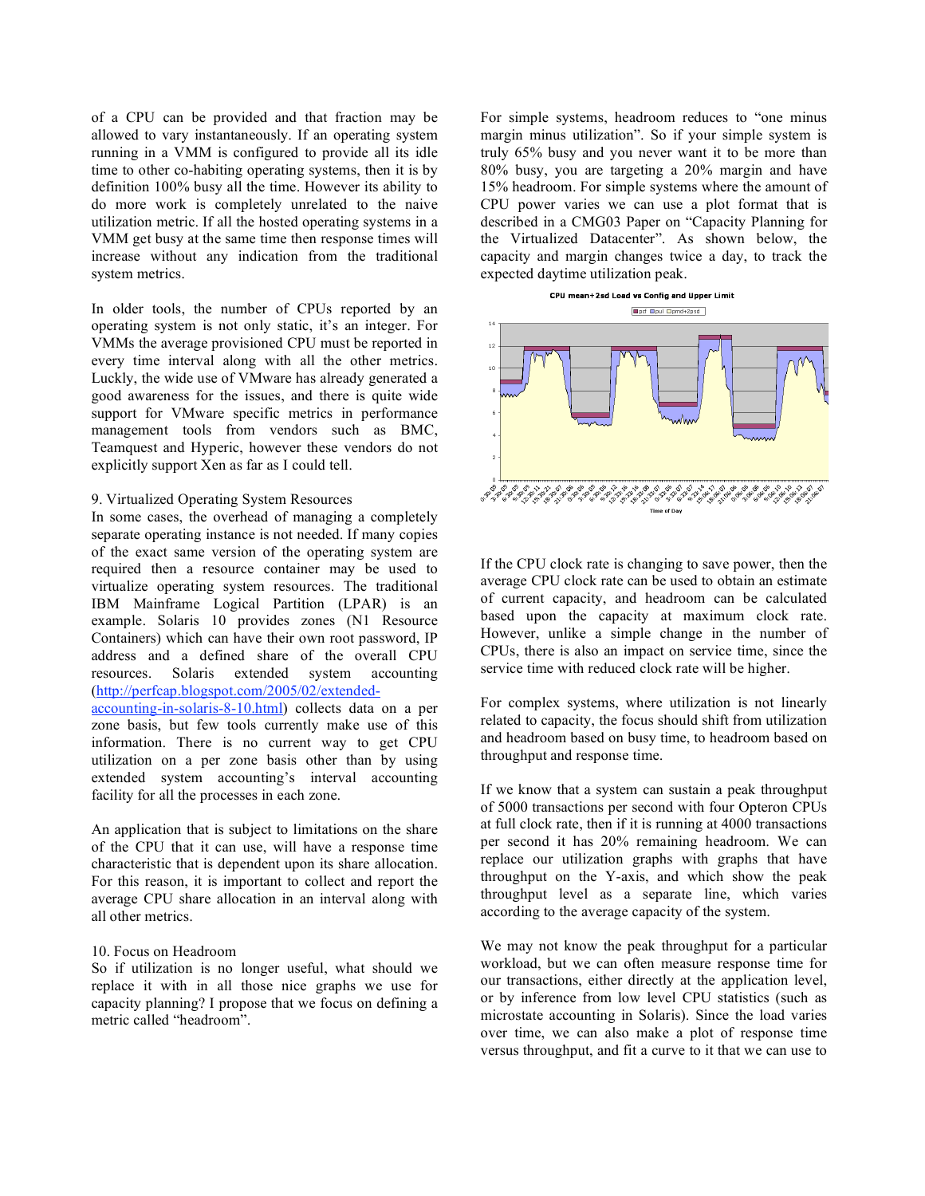of a CPU can be provided and that fraction may be allowed to vary instantaneously. If an operating system running in a VMM is configured to provide all its idle time to other co-habiting operating systems, then it is by definition 100% busy all the time. However its ability to do more work is completely unrelated to the naive utilization metric. If all the hosted operating systems in a VMM get busy at the same time then response times will increase without any indication from the traditional system metrics.

In older tools, the number of CPUs reported by an operating system is not only static, it's an integer. For VMMs the average provisioned CPU must be reported in every time interval along with the other metrics. Luckly, the wide use of VMware has already generated a good awareness for the issues, and there is quite wide support for VMware specific metrics in performance management tools from vendors such as BMC, Teamquest and Hyperic, however these vendors do not explicitly support Xen as far as I could tell.

## 9. Virtualized Operating System Resources

In some cases, the overhead of managing a completely separate operating instance is not needed. If many copies of the exact same version of the operating system are required then a resource container may be used to virtualize operating system resources. The traditional IBM Mainframe Logical Partition (LPAR) is an example. Solaris 10 provides zones (N1 Resource Containers) which can have their own root password, IP address and a defined share of the overall CPU resources. Solaris extended system accounting (http://perfcap.blogspot.com/2005/02/extended-accounting-in-solaris-8-10.html) collects data on a per zone basis, but few tools currently make use of this information. There is no current way to get CPU utilization on a per zone basis other than by using extended system accounting's interval accounting facility for all the processes in each zone.

An application that is subject to limitations on the share of the CPU that it can use, will have a response time characteristic that is dependent upon its share allocation. For this reason, it is important to collect and report the average CPU share allocation in an interval along with all other metrics.

## 10. Focus on Headroom

So if utilization is no longer useful, what should we replace it with in all those nice graphs we use for capacity planning? I propose that we focus on defining a metric called "headroom".

For simple systems, headroom reduces to "one minus margin minus utilization". So if your simple system is truly 65% busy and you never want it to be more than 80% busy, you are targeting a 20% margin and have 15% headroom. For simple systems where the amount of CPU power varies we can use a plot format that is described in a CMG03 Paper on "Capacity Planning for the Virtualized Datacenter". As shown below, the capacity and margin changes twice a day, to track the expected daytime utilization peak.

If the CPU clock rate is changing to save power, then the average CPU clock rate can be used to obtain an estimate of current capacity, and headroom can be calculated based upon the capacity at maximum clock rate. However, unlike a simple change in the number of CPUs, there is also an impact on service time, since the service time with reduced clock rate will be higher.

For complex systems, where utilization is not linearly related to capacity, the focus should shift from utilization and headroom based on busy time, to headroom based on throughput and response time.

If we know that a system can sustain a peak throughput of 5000 transactions per second with four Opteron CPUs at full clock rate, then if it is running at 4000 transactions per second it has 20% remaining headroom. We can replace our utilization graphs with graphs that have throughput on the Y-axis, and which show the peak throughput level as a separate line, which varies according to the average capacity of the system.

We may not know the peak throughput for a particular workload, but we can often measure response time for our transactions, either directly at the application level, or by inference from low level CPU statistics (such as microstate accounting in Solaris). Since the load varies over time, we can also make a plot of response time versus throughput, and fit a curve to it that we can use to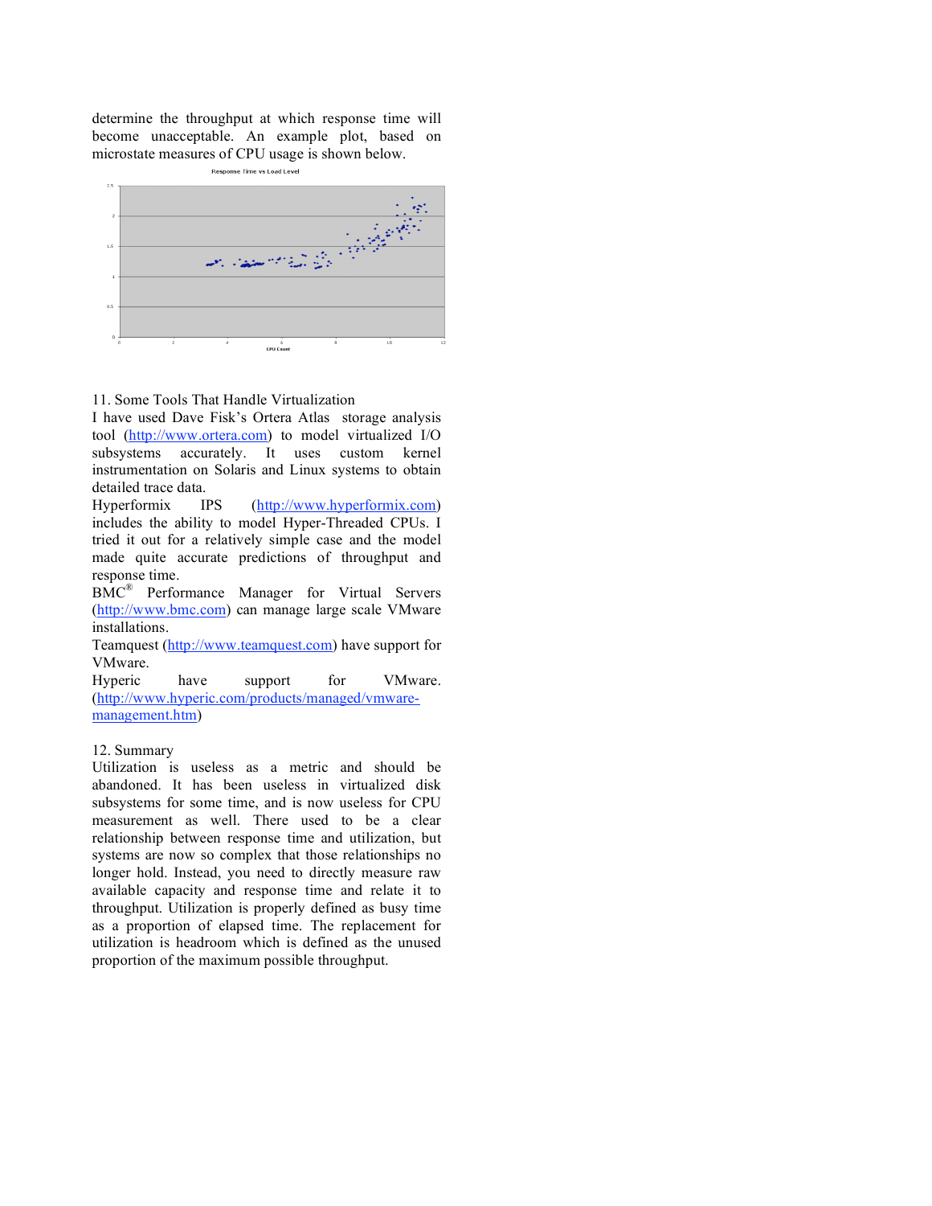determine the throughput at which response time will become unacceptable. An example plot, based on microstate measures of CPU usage is shown below.

Response Time vs Load Level

2.5
2
1.5
1
0.5
0

0
2
4
6
8
10
12

CPU Count

## 11. Some Tools That Handle Virtualization

I have used Dave Fisk's Ortera Atlas storage analysis tool (http://www.ortera.com) to model virtualized I/O subsystems accurately. It uses custom kernel instrumentation on Solaris and Linux systems to obtain detailed trace data.

Hyperformix IPS (http://www.hyperformix.com) includes the ability to model Hyper-Threaded CPUs. I tried it out for a relatively simple case and the model made quite accurate predictions of throughput and response time.

BMC® Performance Manager for Virtual Servers (http://www.bmc.com) can manage large scale VMware installations.

Teamquest (http://www.teamquest.com) have support for VMware.

Hyperic have support for VMware. (http://www.hyperic.com/products/managed/vmware-management.htm)

## 12. Summary

Utilization is useless as a metric and should be abandoned. It has been useless in virtualized disk subsystems for some time, and is now useless for CPU measurement as well. There used to be a clear relationship between response time and utilization, but systems are now so complex that those relationships no longer hold. Instead, you need to directly measure raw available capacity and response time and relate it to throughput. Utilization is properly defined as busy time as a proportion of elapsed time. The replacement for utilization is headroom which is defined as the unused proportion of the maximum possible throughput.